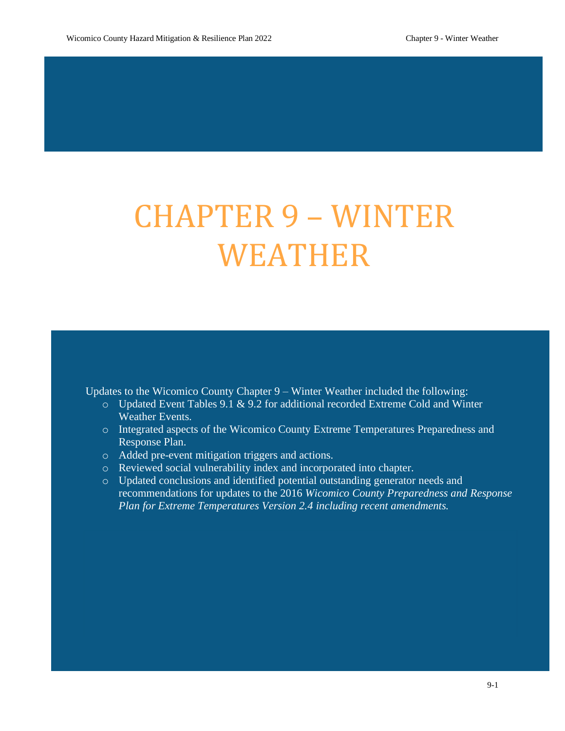# CHAPTER 9 – WINTER WEATHER

Updates to the Wicomico County Chapter 9 – Winter Weather included the following:

- Updated Event Tables 9.1 & 9.2 for additional recorded Extreme Cold and Winter Weather Events.
- Integrated aspects of the Wicomico County Extreme Temperatures Preparedness and Response Plan.
- Added pre-event mitigation triggers and actions.
- Reviewed social vulnerability index and incorporated into chapter.
- Updated conclusions and identified potential outstanding generator needs and recommendations for updates to the 2016 *Wicomico County Preparedness and Response Plan for Extreme Temperatures Version 2.4 including recent amendments.*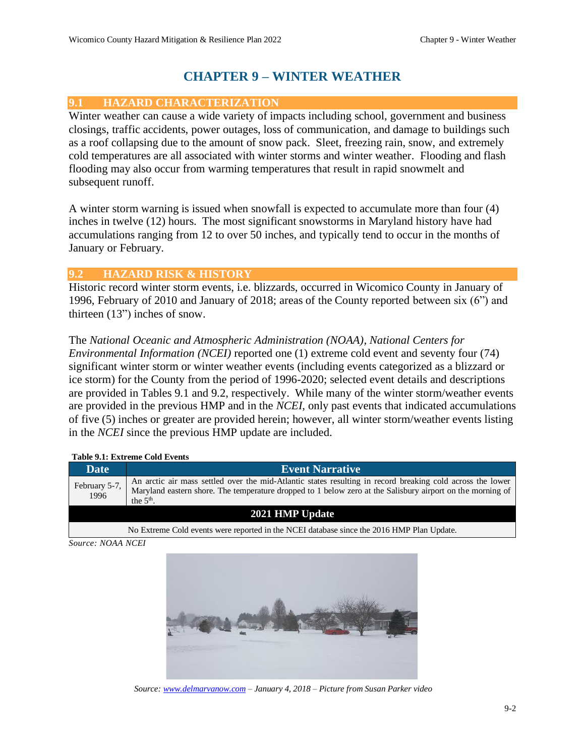// Chapter heading
# CHAPTER 9 – WINTER WEATHER

## 9.1 HAZARD CHARACTERIZATION

Winter weather can cause a wide variety of impacts including school, government and business closings, traffic accidents, power outages, loss of communication, and damage to buildings such as a roof collapsing due to the amount of snow pack. Sleet, freezing rain, snow, and extremely cold temperatures are all associated with winter storms and winter weather. Flooding and flash flooding may also occur from warming temperatures that result in rapid snowmelt and subsequent runoff.

A winter storm warning is issued when snowfall is expected to accumulate more than four (4) inches in twelve (12) hours. The most significant snowstorms in Maryland history have had accumulations ranging from 12 to over 50 inches, and typically tend to occur in the months of January or February.

## 9.2 HAZARD RISK & HISTORY

Historic record winter storm events, i.e. blizzards, occurred in Wicomico County in January of 1996, February of 2010 and January of 2018; areas of the County reported between six (6") and thirteen (13") inches of snow.

The *National Oceanic and Atmospheric Administration (NOAA), National Centers for Environmental Information (NCEI)* reported one (1) extreme cold event and seventy four (74) significant winter storm or winter weather events (including events categorized as a blizzard or ice storm) for the County from the period of 1996-2020; selected event details and descriptions are provided in Tables 9.1 and 9.2, respectively. While many of the winter storm/weather events are provided in the previous HMP and in the *NCEI*, only past events that indicated accumulations of five (5) inches or greater are provided herein; however, all winter storm/weather events listing in the *NCEI* since the previous HMP update are included.

**Table 9.1: Extreme Cold Events**

| Date | Event Narrative |
|---|---|
| February 5-7, 1996 | An arctic air mass settled over the mid-Atlantic states resulting in record breaking cold across the lower Maryland eastern shore. The temperature dropped to 1 below zero at the Salisbury airport on the morning of the 5th. |
| **2021 HMP Update** | |
| No Extreme Cold events were reported in the NCEI database since the 2016 HMP Plan Update. | |

*Source: NOAA NCEI*

*Source: www.delmarvanow.com – January 4, 2018 – Picture from Susan Parker video*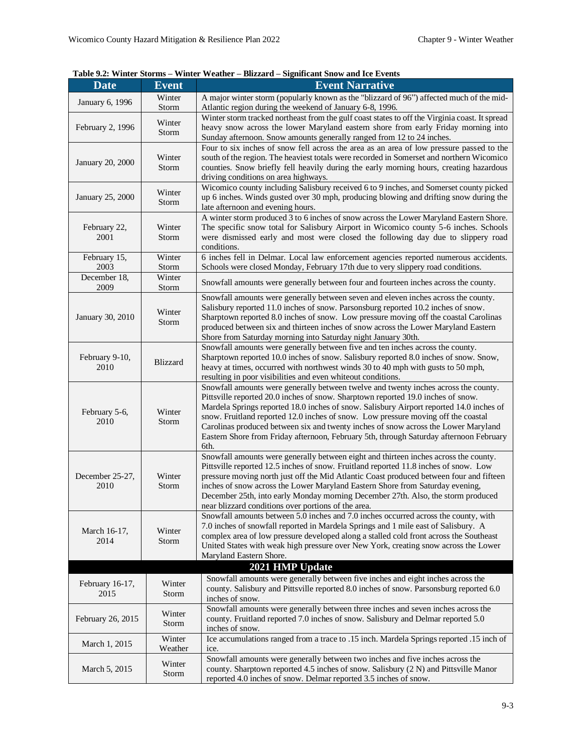**Table 9.2: Winter Storms – Winter Weather – Blizzard – Significant Snow and Ice Events**

| Date | Event | Event Narrative |
|---|---|---|
| January 6, 1996 | Winter Storm | A major winter storm (popularly known as the "blizzard of 96") affected much of the mid-Atlantic region during the weekend of January 6-8, 1996. |
| February 2, 1996 | Winter Storm | Winter storm tracked northeast from the gulf coast states to off the Virginia coast. It spread heavy snow across the lower Maryland eastern shore from early Friday morning into Sunday afternoon. Snow amounts generally ranged from 12 to 24 inches. |
| January 20, 2000 | Winter Storm | Four to six inches of snow fell across the area as an area of low pressure passed to the south of the region. The heaviest totals were recorded in Somerset and northern Wicomico counties. Snow briefly fell heavily during the early morning hours, creating hazardous driving conditions on area highways. |
| January 25, 2000 | Winter Storm | Wicomico county including Salisbury received 6 to 9 inches, and Somerset county picked up 6 inches. Winds gusted over 30 mph, producing blowing and drifting snow during the late afternoon and evening hours. |
| February 22, 2001 | Winter Storm | A winter storm produced 3 to 6 inches of snow across the Lower Maryland Eastern Shore. The specific snow total for Salisbury Airport in Wicomico county 5-6 inches. Schools were dismissed early and most were closed the following day due to slippery road conditions. |
| February 15, 2003 | Winter Storm | 6 inches fell in Delmar. Local law enforcement agencies reported numerous accidents. Schools were closed Monday, February 17th due to very slippery road conditions. |
| December 18, 2009 | Winter Storm | Snowfall amounts were generally between four and fourteen inches across the county. |
| January 30, 2010 | Winter Storm | Snowfall amounts were generally between seven and eleven inches across the county. Salisbury reported 11.0 inches of snow. Parsonsburg reported 10.2 inches of snow. Sharptown reported 8.0 inches of snow. Low pressure moving off the coastal Carolinas produced between six and thirteen inches of snow across the Lower Maryland Eastern Shore from Saturday morning into Saturday night January 30th. |
| February 9-10, 2010 | Blizzard | Snowfall amounts were generally between five and ten inches across the county. Sharptown reported 10.0 inches of snow. Salisbury reported 8.0 inches of snow. Snow, heavy at times, occurred with northwest winds 30 to 40 mph with gusts to 50 mph, resulting in poor visibilities and even whiteout conditions. |
| February 5-6, 2010 | Winter Storm | Snowfall amounts were generally between twelve and twenty inches across the county. Pittsville reported 20.0 inches of snow. Sharptown reported 19.0 inches of snow. Mardela Springs reported 18.0 inches of snow. Salisbury Airport reported 14.0 inches of snow. Fruitland reported 12.0 inches of snow. Low pressure moving off the coastal Carolinas produced between six and twenty inches of snow across the Lower Maryland Eastern Shore from Friday afternoon, February 5th, through Saturday afternoon February 6th. |
| December 25-27, 2010 | Winter Storm | Snowfall amounts were generally between eight and thirteen inches across the county. Pittsville reported 12.5 inches of snow. Fruitland reported 11.8 inches of snow. Low pressure moving north just off the Mid Atlantic Coast produced between four and fifteen inches of snow across the Lower Maryland Eastern Shore from Saturday evening, December 25th, into early Monday morning December 27th. Also, the storm produced near blizzard conditions over portions of the area. |
| March 16-17, 2014 | Winter Storm | Snowfall amounts between 5.0 inches and 7.0 inches occurred across the county, with 7.0 inches of snowfall reported in Mardela Springs and 1 mile east of Salisbury. A complex area of low pressure developed along a stalled cold front across the Southeast United States with weak high pressure over New York, creating snow across the Lower Maryland Eastern Shore. |
| **2021 HMP Update** | | |
| February 16-17, 2015 | Winter Storm | Snowfall amounts were generally between five inches and eight inches across the county. Salisbury and Pittsville reported 8.0 inches of snow. Parsonsburg reported 6.0 inches of snow. |
| February 26, 2015 | Winter Storm | Snowfall amounts were generally between three inches and seven inches across the county. Fruitland reported 7.0 inches of snow. Salisbury and Delmar reported 5.0 inches of snow. |
| March 1, 2015 | Winter Weather | Ice accumulations ranged from a trace to .15 inch. Mardela Springs reported .15 inch of ice. |
| March 5, 2015 | Winter Storm | Snowfall amounts were generally between two inches and five inches across the county. Sharptown reported 4.5 inches of snow. Salisbury (2 N) and Pittsville Manor reported 4.0 inches of snow. Delmar reported 3.5 inches of snow. |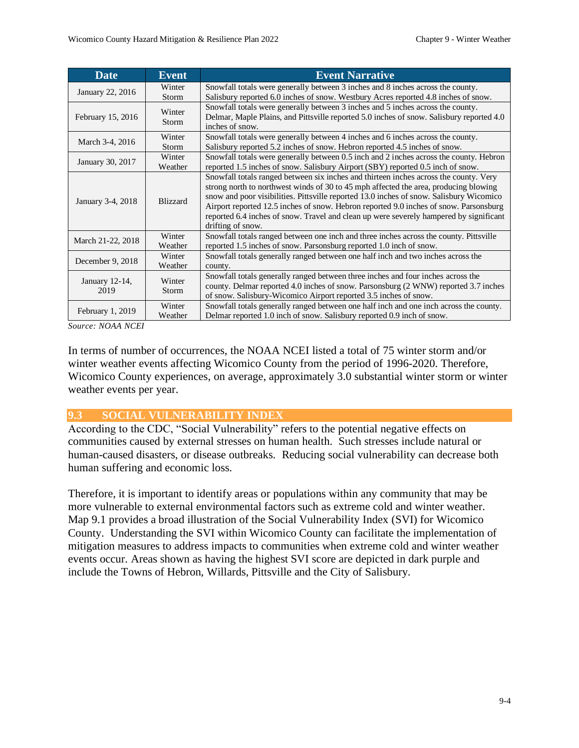| Date | Event | Event Narrative |
| --- | --- | --- |
| January 22, 2016 | Winter Storm | Snowfall totals were generally between 3 inches and 8 inches across the county. Salisbury reported 6.0 inches of snow. Westbury Acres reported 4.8 inches of snow. |
| February 15, 2016 | Winter Storm | Snowfall totals were generally between 3 inches and 5 inches across the county. Delmar, Maple Plains, and Pittsville reported 5.0 inches of snow. Salisbury reported 4.0 inches of snow. |
| March 3-4, 2016 | Winter Storm | Snowfall totals were generally between 4 inches and 6 inches across the county. Salisbury reported 5.2 inches of snow. Hebron reported 4.5 inches of snow. |
| January 30, 2017 | Winter Weather | Snowfall totals were generally between 0.5 inch and 2 inches across the county. Hebron reported 1.5 inches of snow. Salisbury Airport (SBY) reported 0.5 inch of snow. |
| January 3-4, 2018 | Blizzard | Snowfall totals ranged between six inches and thirteen inches across the county. Very strong north to northwest winds of 30 to 45 mph affected the area, producing blowing snow and poor visibilities. Pittsville reported 13.0 inches of snow. Salisbury Wicomico Airport reported 12.5 inches of snow. Hebron reported 9.0 inches of snow. Parsonsburg reported 6.4 inches of snow. Travel and clean up were severely hampered by significant drifting of snow. |
| March 21-22, 2018 | Winter Weather | Snowfall totals ranged between one inch and three inches across the county. Pittsville reported 1.5 inches of snow. Parsonsburg reported 1.0 inch of snow. |
| December 9, 2018 | Winter Weather | Snowfall totals generally ranged between one half inch and two inches across the county. |
| January 12-14, 2019 | Winter Storm | Snowfall totals generally ranged between three inches and four inches across the county. Delmar reported 4.0 inches of snow. Parsonsburg (2 WNW) reported 3.7 inches of snow. Salisbury-Wicomico Airport reported 3.5 inches of snow. |
| February 1, 2019 | Winter Weather | Snowfall totals generally ranged between one half inch and one inch across the county. Delmar reported 1.0 inch of snow. Salisbury reported 0.9 inch of snow. |

*Source: NOAA NCEI*

In terms of number of occurrences, the NOAA NCEI listed a total of 75 winter storm and/or winter weather events affecting Wicomico County from the period of 1996-2020. Therefore, Wicomico County experiences, on average, approximately 3.0 substantial winter storm or winter weather events per year.

## 9.3 SOCIAL VULNERABILITY INDEX

According to the CDC, "Social Vulnerability" refers to the potential negative effects on communities caused by external stresses on human health. Such stresses include natural or human-caused disasters, or disease outbreaks. Reducing social vulnerability can decrease both human suffering and economic loss.

Therefore, it is important to identify areas or populations within any community that may be more vulnerable to external environmental factors such as extreme cold and winter weather. Map 9.1 provides a broad illustration of the Social Vulnerability Index (SVI) for Wicomico County. Understanding the SVI within Wicomico County can facilitate the implementation of mitigation measures to address impacts to communities when extreme cold and winter weather events occur. Areas shown as having the highest SVI score are depicted in dark purple and include the Towns of Hebron, Willards, Pittsville and the City of Salisbury.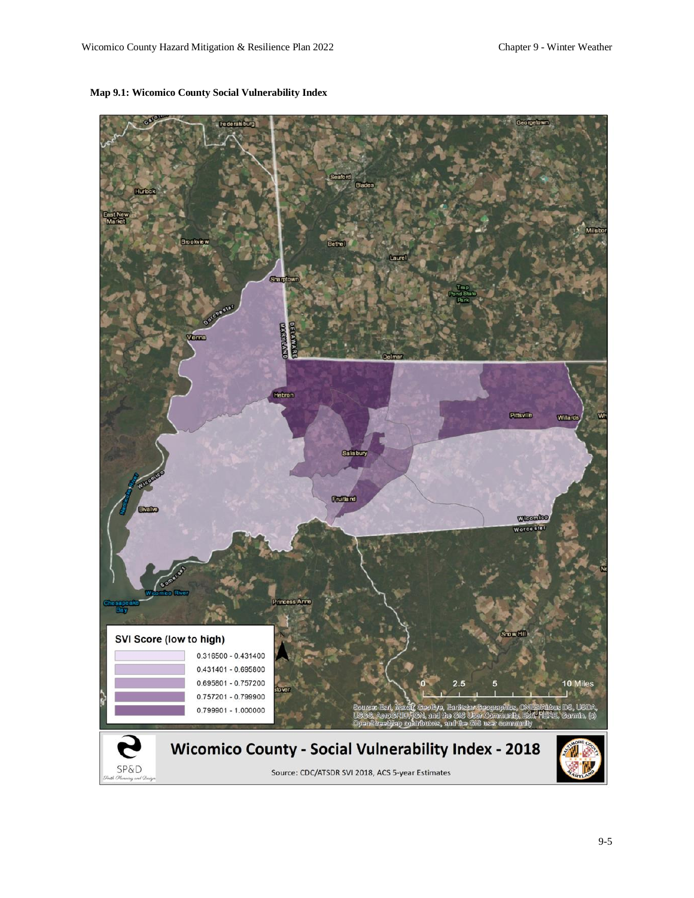**Map 9.1: Wicomico County Social Vulnerability Index**

| SVI Score (low to high) |
| --- |
| 0.316500 - 0.431400 |
| 0.431401 - 0.695800 |
| 0.695801 - 0.757200 |
| 0.757201 - 0.799900 |
| 0.799901 - 1.000000 |

Wicomico County - Social Vulnerability Index - 2018

Source: CDC/ATSDR SVI 2018, ACS 5-year Estimates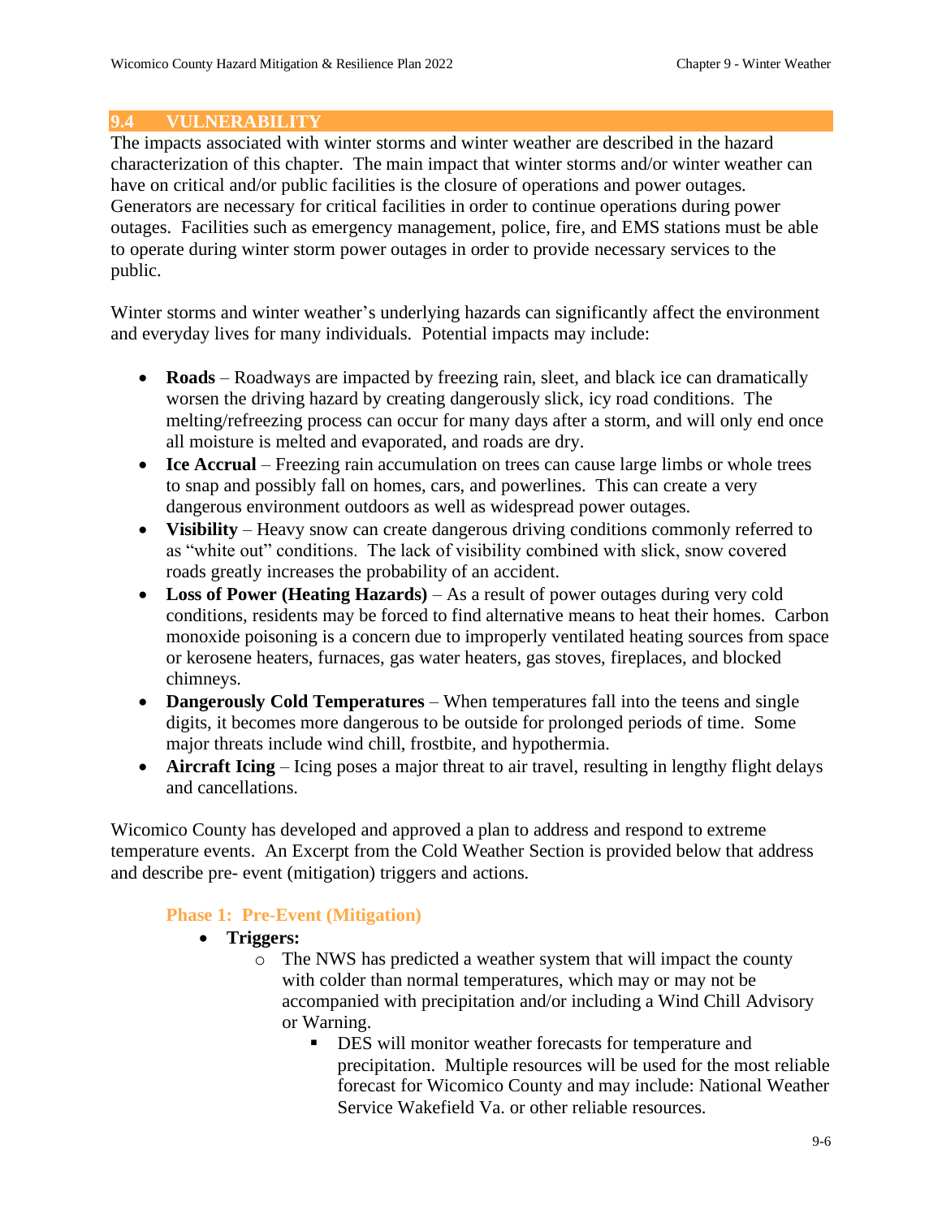## 9.4 VULNERABILITY

The impacts associated with winter storms and winter weather are described in the hazard characterization of this chapter. The main impact that winter storms and/or winter weather can have on critical and/or public facilities is the closure of operations and power outages. Generators are necessary for critical facilities in order to continue operations during power outages. Facilities such as emergency management, police, fire, and EMS stations must be able to operate during winter storm power outages in order to provide necessary services to the public.

Winter storms and winter weather's underlying hazards can significantly affect the environment and everyday lives for many individuals. Potential impacts may include:

- **Roads** – Roadways are impacted by freezing rain, sleet, and black ice can dramatically worsen the driving hazard by creating dangerously slick, icy road conditions. The melting/refreezing process can occur for many days after a storm, and will only end once all moisture is melted and evaporated, and roads are dry.
- **Ice Accrual** – Freezing rain accumulation on trees can cause large limbs or whole trees to snap and possibly fall on homes, cars, and powerlines. This can create a very dangerous environment outdoors as well as widespread power outages.
- **Visibility** – Heavy snow can create dangerous driving conditions commonly referred to as "white out" conditions. The lack of visibility combined with slick, snow covered roads greatly increases the probability of an accident.
- **Loss of Power (Heating Hazards)** – As a result of power outages during very cold conditions, residents may be forced to find alternative means to heat their homes. Carbon monoxide poisoning is a concern due to improperly ventilated heating sources from space or kerosene heaters, furnaces, gas water heaters, gas stoves, fireplaces, and blocked chimneys.
- **Dangerously Cold Temperatures** – When temperatures fall into the teens and single digits, it becomes more dangerous to be outside for prolonged periods of time. Some major threats include wind chill, frostbite, and hypothermia.
- **Aircraft Icing** – Icing poses a major threat to air travel, resulting in lengthy flight delays and cancellations.

Wicomico County has developed and approved a plan to address and respond to extreme temperature events. An Excerpt from the Cold Weather Section is provided below that address and describe pre- event (mitigation) triggers and actions.

### Phase 1: Pre-Event (Mitigation)

- **Triggers:**
  - The NWS has predicted a weather system that will impact the county with colder than normal temperatures, which may or may not be accompanied with precipitation and/or including a Wind Chill Advisory or Warning.
    - DES will monitor weather forecasts for temperature and precipitation. Multiple resources will be used for the most reliable forecast for Wicomico County and may include: National Weather Service Wakefield Va. or other reliable resources.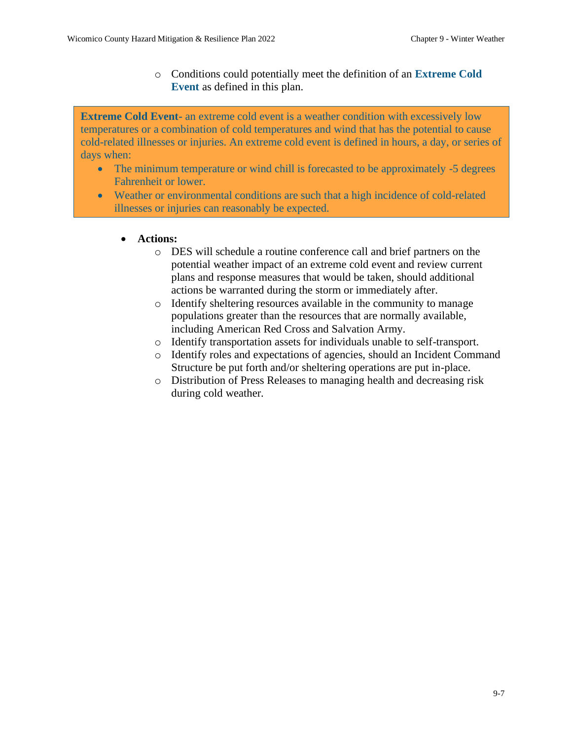- Conditions could potentially meet the definition of an **Extreme Cold Event** as defined in this plan.

**Extreme Cold Event-** an extreme cold event is a weather condition with excessively low temperatures or a combination of cold temperatures and wind that has the potential to cause cold-related illnesses or injuries. An extreme cold event is defined in hours, a day, or series of days when:

- The minimum temperature or wind chill is forecasted to be approximately -5 degrees Fahrenheit or lower.
- Weather or environmental conditions are such that a high incidence of cold-related illnesses or injuries can reasonably be expected.

- **Actions:**
    - DES will schedule a routine conference call and brief partners on the potential weather impact of an extreme cold event and review current plans and response measures that would be taken, should additional actions be warranted during the storm or immediately after.
    - Identify sheltering resources available in the community to manage populations greater than the resources that are normally available, including American Red Cross and Salvation Army.
    - Identify transportation assets for individuals unable to self-transport.
    - Identify roles and expectations of agencies, should an Incident Command Structure be put forth and/or sheltering operations are put in-place.
    - Distribution of Press Releases to managing health and decreasing risk during cold weather.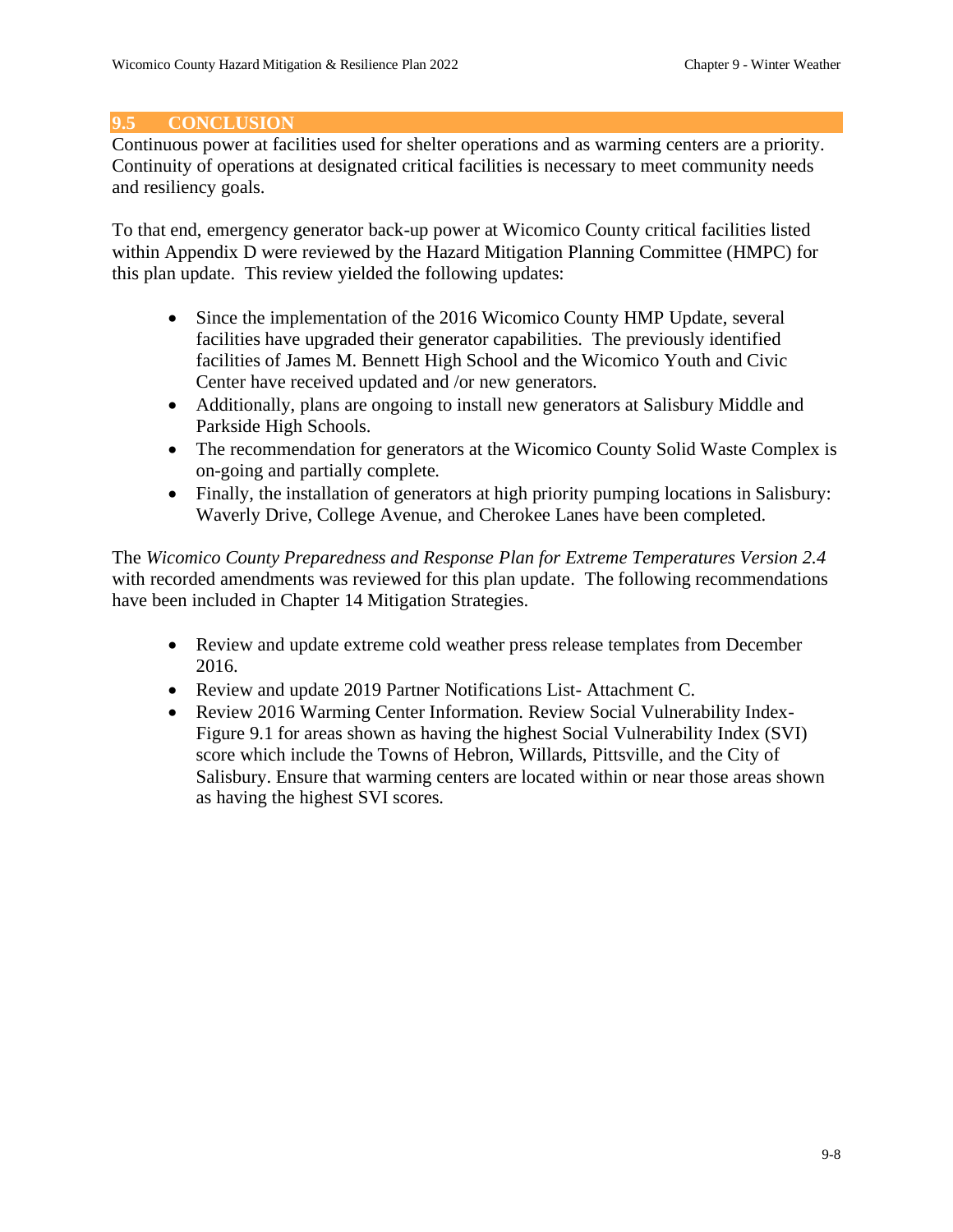## 9.5 CONCLUSION

Continuous power at facilities used for shelter operations and as warming centers are a priority. Continuity of operations at designated critical facilities is necessary to meet community needs and resiliency goals.

To that end, emergency generator back-up power at Wicomico County critical facilities listed within Appendix D were reviewed by the Hazard Mitigation Planning Committee (HMPC) for this plan update. This review yielded the following updates:

- Since the implementation of the 2016 Wicomico County HMP Update, several facilities have upgraded their generator capabilities. The previously identified facilities of James M. Bennett High School and the Wicomico Youth and Civic Center have received updated and /or new generators.
- Additionally, plans are ongoing to install new generators at Salisbury Middle and Parkside High Schools.
- The recommendation for generators at the Wicomico County Solid Waste Complex is on-going and partially complete.
- Finally, the installation of generators at high priority pumping locations in Salisbury: Waverly Drive, College Avenue, and Cherokee Lanes have been completed.

The *Wicomico County Preparedness and Response Plan for Extreme Temperatures Version 2.4* with recorded amendments was reviewed for this plan update. The following recommendations have been included in Chapter 14 Mitigation Strategies.

- Review and update extreme cold weather press release templates from December 2016.
- Review and update 2019 Partner Notifications List- Attachment C.
- Review 2016 Warming Center Information. Review Social Vulnerability Index- Figure 9.1 for areas shown as having the highest Social Vulnerability Index (SVI) score which include the Towns of Hebron, Willards, Pittsville, and the City of Salisbury. Ensure that warming centers are located within or near those areas shown as having the highest SVI scores.